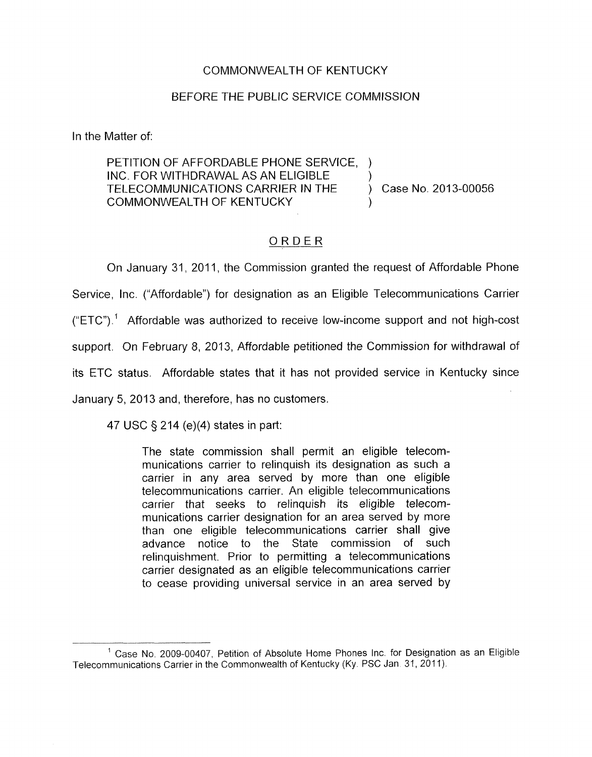COMMONWEALTH OF KENTUCKY

BEFORE THE PUBLIC SERVICE COMMISSION

In the Matter of:

PETITION OF AFFORDABLE PHONE SERVICE, INC. FOR WITHDRAWAL AS AN ELIGIBLE TELECOMMUNICATIONS CARRIER IN THE COMMONWEALTH OF KENTUCKY ) Case No. 2013-00056

## ORDER

On January 31, 2011, the Commission granted the request of Affordable Phone Service, Inc. ("Affordable") for designation as an Eligible Telecommunications Carrier ("ETC").[1] Affordable was authorized to receive low-income support and not high-cost support. On February 8, 2013, Affordable petitioned the Commission for withdrawal of its ETC status. Affordable states that it has not provided service in Kentucky since January 5, 2013 and, therefore, has no customers.

47 USC § 214 (e)(4) states in part:

> The state commission shall permit an eligible telecommunications carrier to relinquish its designation as such a carrier in any area served by more than one eligible telecommunications carrier. An eligible telecommunications carrier that seeks to relinquish its eligible telecommunications carrier designation for an area served by more than one eligible telecommunications carrier shall give advance notice to the State commission of such relinquishment. Prior to permitting a telecommunications carrier designated as an eligible telecommunications carrier to cease providing universal service in an area served by

[1] Case No. 2009-00407, Petition of Absolute Home Phones Inc. for Designation as an Eligible Telecommunications Carrier in the Commonwealth of Kentucky (Ky. PSC Jan. 31, 2011).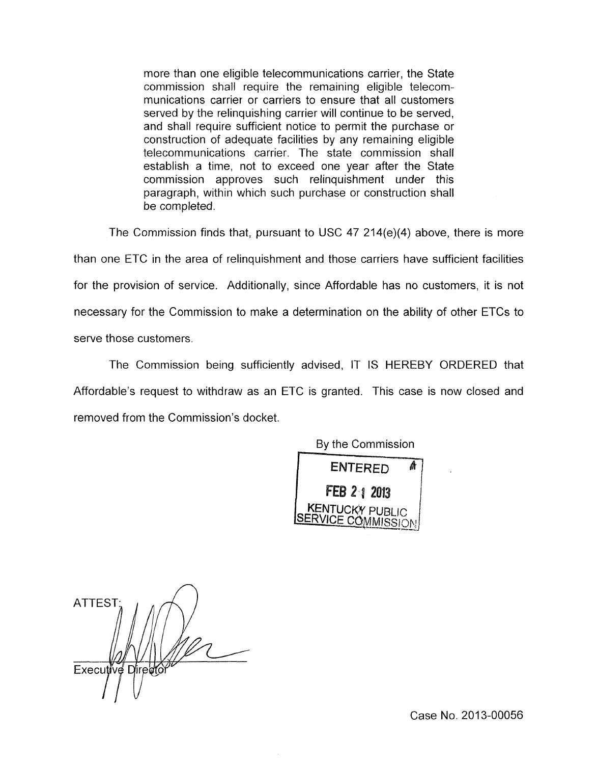> more than one eligible telecommunications carrier, the State commission shall require the remaining eligible telecommunications carrier or carriers to ensure that all customers served by the relinquishing carrier will continue to be served, and shall require sufficient notice to permit the purchase or construction of adequate facilities by any remaining eligible telecommunications carrier. The state commission shall establish a time, not to exceed one year after the State commission approves such relinquishment under this paragraph, within which such purchase or construction shall be completed.

The Commission finds that, pursuant to USC 47 214(e)(4) above, there is more than one ETC in the area of relinquishment and those carriers have sufficient facilities for the provision of service. Additionally, since Affordable has no customers, it is not necessary for the Commission to make a determination on the ability of other ETCs to serve those customers.

The Commission being sufficiently advised, IT IS HEREBY ORDERED that Affordable's request to withdraw as an ETC is granted. This case is now closed and removed from the Commission's docket.

By the Commission

ENTERED

FEB 21 2013

KENTUCKY PUBLIC SERVICE COMMISSION

ATTEST:

Executive Director

Case No. 2013-00056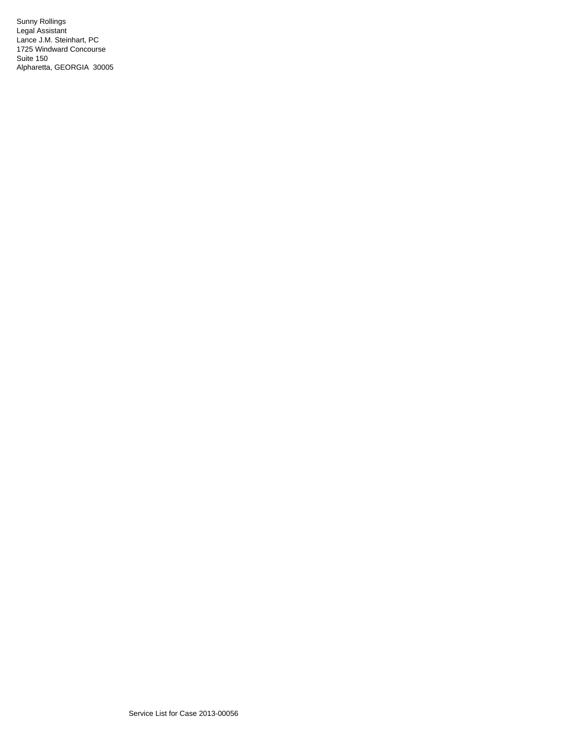Sunny Rollings
Legal Assistant
Lance J.M. Steinhart, PC
1725 Windward Concourse
Suite 150
Alpharetta, GEORGIA  30005